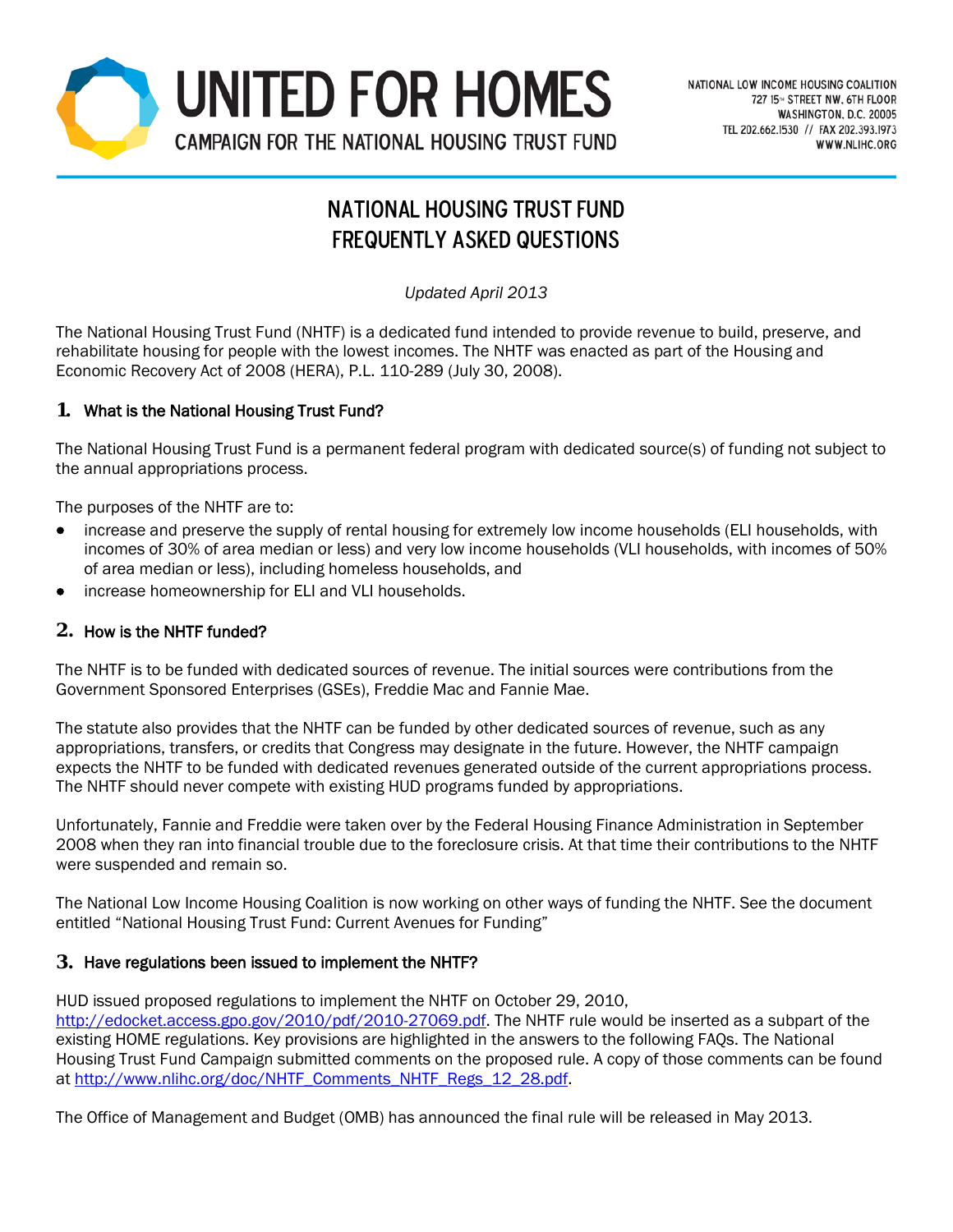# UNITED FOR HOMES

CAMPAIGN FOR THE NATIONAL HOUSING TRUST FUND

NATIONAL LOW INCOME HOUSING COALITION
727 15TH STREET NW, 6TH FLOOR
WASHINGTON, D.C. 20005
TEL 202.662.1530 // FAX 202.393.1973
WWW.NLIHC.ORG

## NATIONAL HOUSING TRUST FUND FREQUENTLY ASKED QUESTIONS

*Updated April 2013*

The National Housing Trust Fund (NHTF) is a dedicated fund intended to provide revenue to build, preserve, and rehabilitate housing for people with the lowest incomes. The NHTF was enacted as part of the Housing and Economic Recovery Act of 2008 (HERA), P.L. 110-289 (July 30, 2008).

### 1. What is the National Housing Trust Fund?

The National Housing Trust Fund is a permanent federal program with dedicated source(s) of funding not subject to the annual appropriations process.

The purposes of the NHTF are to:

- increase and preserve the supply of rental housing for extremely low income households (ELI households, with incomes of 30% of area median or less) and very low income households (VLI households, with incomes of 50% of area median or less), including homeless households, and
- increase homeownership for ELI and VLI households.

### 2. How is the NHTF funded?

The NHTF is to be funded with dedicated sources of revenue. The initial sources were contributions from the Government Sponsored Enterprises (GSEs), Freddie Mac and Fannie Mae.

The statute also provides that the NHTF can be funded by other dedicated sources of revenue, such as any appropriations, transfers, or credits that Congress may designate in the future. However, the NHTF campaign expects the NHTF to be funded with dedicated revenues generated outside of the current appropriations process. The NHTF should never compete with existing HUD programs funded by appropriations.

Unfortunately, Fannie and Freddie were taken over by the Federal Housing Finance Administration in September 2008 when they ran into financial trouble due to the foreclosure crisis. At that time their contributions to the NHTF were suspended and remain so.

The National Low Income Housing Coalition is now working on other ways of funding the NHTF. See the document entitled "National Housing Trust Fund: Current Avenues for Funding"

### 3. Have regulations been issued to implement the NHTF?

HUD issued proposed regulations to implement the NHTF on October 29, 2010, http://edocket.access.gpo.gov/2010/pdf/2010-27069.pdf. The NHTF rule would be inserted as a subpart of the existing HOME regulations. Key provisions are highlighted in the answers to the following FAQs. The National Housing Trust Fund Campaign submitted comments on the proposed rule. A copy of those comments can be found at http://www.nlihc.org/doc/NHTF_Comments_NHTF_Regs_12_28.pdf.

The Office of Management and Budget (OMB) has announced the final rule will be released in May 2013.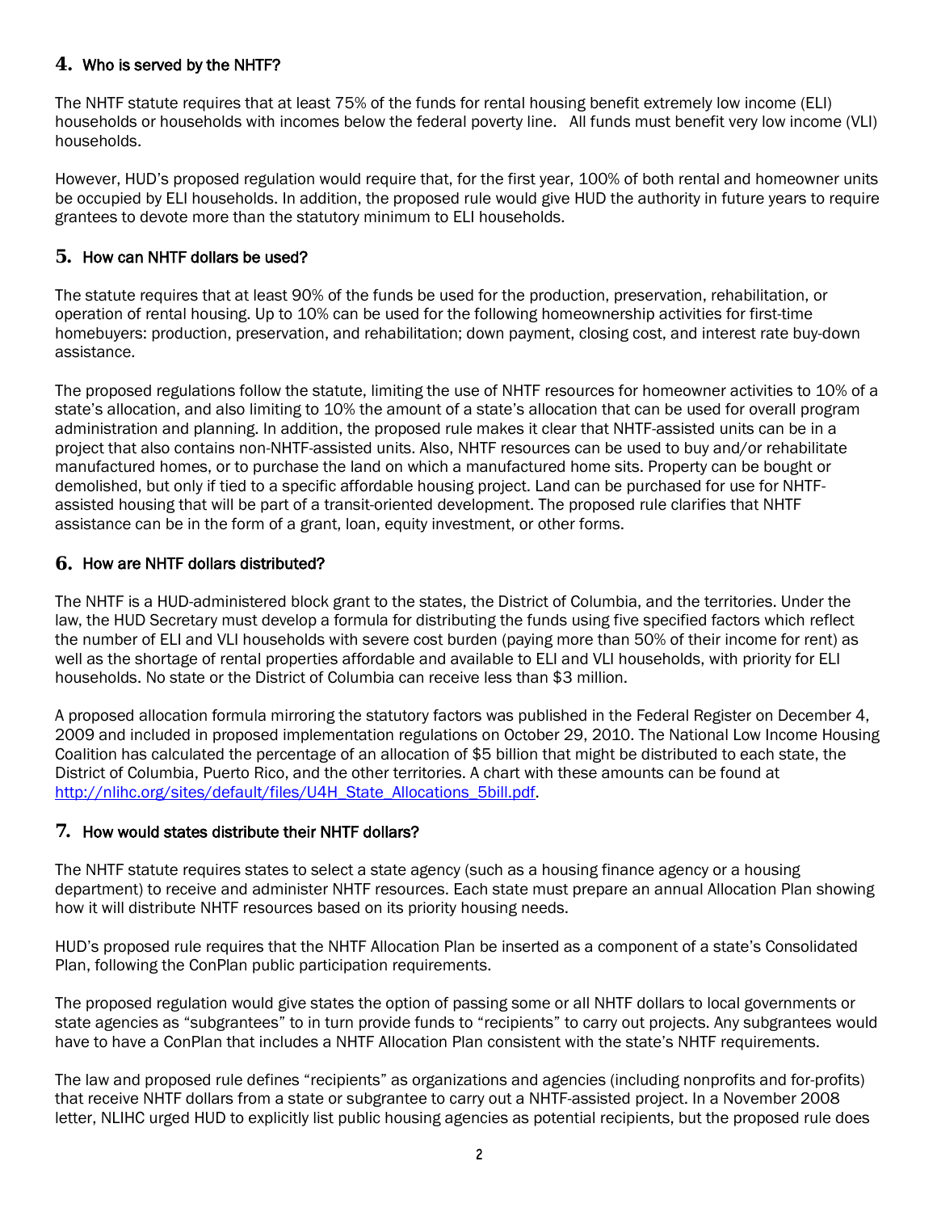## 4. Who is served by the NHTF?

The NHTF statute requires that at least 75% of the funds for rental housing benefit extremely low income (ELI) households or households with incomes below the federal poverty line. All funds must benefit very low income (VLI) households.

However, HUD's proposed regulation would require that, for the first year, 100% of both rental and homeowner units be occupied by ELI households. In addition, the proposed rule would give HUD the authority in future years to require grantees to devote more than the statutory minimum to ELI households.

## 5. How can NHTF dollars be used?

The statute requires that at least 90% of the funds be used for the production, preservation, rehabilitation, or operation of rental housing. Up to 10% can be used for the following homeownership activities for first-time homebuyers: production, preservation, and rehabilitation; down payment, closing cost, and interest rate buy-down assistance.

The proposed regulations follow the statute, limiting the use of NHTF resources for homeowner activities to 10% of a state's allocation, and also limiting to 10% the amount of a state's allocation that can be used for overall program administration and planning. In addition, the proposed rule makes it clear that NHTF-assisted units can be in a project that also contains non-NHTF-assisted units. Also, NHTF resources can be used to buy and/or rehabilitate manufactured homes, or to purchase the land on which a manufactured home sits. Property can be bought or demolished, but only if tied to a specific affordable housing project. Land can be purchased for use for NHTF-assisted housing that will be part of a transit-oriented development. The proposed rule clarifies that NHTF assistance can be in the form of a grant, loan, equity investment, or other forms.

## 6. How are NHTF dollars distributed?

The NHTF is a HUD-administered block grant to the states, the District of Columbia, and the territories. Under the law, the HUD Secretary must develop a formula for distributing the funds using five specified factors which reflect the number of ELI and VLI households with severe cost burden (paying more than 50% of their income for rent) as well as the shortage of rental properties affordable and available to ELI and VLI households, with priority for ELI households. No state or the District of Columbia can receive less than $3 million.

A proposed allocation formula mirroring the statutory factors was published in the Federal Register on December 4, 2009 and included in proposed implementation regulations on October 29, 2010. The National Low Income Housing Coalition has calculated the percentage of an allocation of $5 billion that might be distributed to each state, the District of Columbia, Puerto Rico, and the other territories. A chart with these amounts can be found at http://nlihc.org/sites/default/files/U4H_State_Allocations_5bill.pdf.

## 7. How would states distribute their NHTF dollars?

The NHTF statute requires states to select a state agency (such as a housing finance agency or a housing department) to receive and administer NHTF resources. Each state must prepare an annual Allocation Plan showing how it will distribute NHTF resources based on its priority housing needs.

HUD's proposed rule requires that the NHTF Allocation Plan be inserted as a component of a state's Consolidated Plan, following the ConPlan public participation requirements.

The proposed regulation would give states the option of passing some or all NHTF dollars to local governments or state agencies as "subgrantees" to in turn provide funds to "recipients" to carry out projects. Any subgrantees would have to have a ConPlan that includes a NHTF Allocation Plan consistent with the state's NHTF requirements.

The law and proposed rule defines "recipients" as organizations and agencies (including nonprofits and for-profits) that receive NHTF dollars from a state or subgrantee to carry out a NHTF-assisted project. In a November 2008 letter, NLIHC urged HUD to explicitly list public housing agencies as potential recipients, but the proposed rule does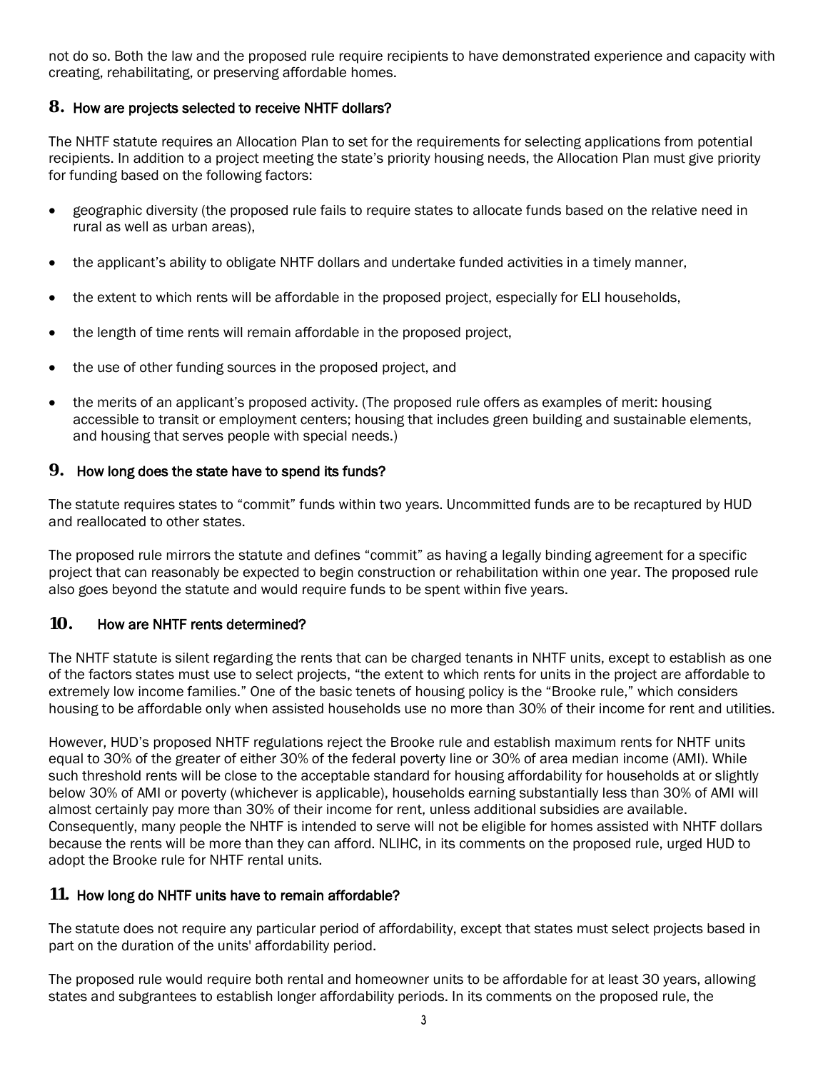not do so. Both the law and the proposed rule require recipients to have demonstrated experience and capacity with creating, rehabilitating, or preserving affordable homes.

## 8. How are projects selected to receive NHTF dollars?

The NHTF statute requires an Allocation Plan to set for the requirements for selecting applications from potential recipients. In addition to a project meeting the state's priority housing needs, the Allocation Plan must give priority for funding based on the following factors:

- geographic diversity (the proposed rule fails to require states to allocate funds based on the relative need in rural as well as urban areas),
- the applicant's ability to obligate NHTF dollars and undertake funded activities in a timely manner,
- the extent to which rents will be affordable in the proposed project, especially for ELI households,
- the length of time rents will remain affordable in the proposed project,
- the use of other funding sources in the proposed project, and
- the merits of an applicant's proposed activity. (The proposed rule offers as examples of merit: housing accessible to transit or employment centers; housing that includes green building and sustainable elements, and housing that serves people with special needs.)

## 9. How long does the state have to spend its funds?

The statute requires states to "commit" funds within two years. Uncommitted funds are to be recaptured by HUD and reallocated to other states.

The proposed rule mirrors the statute and defines "commit" as having a legally binding agreement for a specific project that can reasonably be expected to begin construction or rehabilitation within one year. The proposed rule also goes beyond the statute and would require funds to be spent within five years.

## 10. How are NHTF rents determined?

The NHTF statute is silent regarding the rents that can be charged tenants in NHTF units, except to establish as one of the factors states must use to select projects, "the extent to which rents for units in the project are affordable to extremely low income families." One of the basic tenets of housing policy is the "Brooke rule," which considers housing to be affordable only when assisted households use no more than 30% of their income for rent and utilities.

However, HUD's proposed NHTF regulations reject the Brooke rule and establish maximum rents for NHTF units equal to 30% of the greater of either 30% of the federal poverty line or 30% of area median income (AMI). While such threshold rents will be close to the acceptable standard for housing affordability for households at or slightly below 30% of AMI or poverty (whichever is applicable), households earning substantially less than 30% of AMI will almost certainly pay more than 30% of their income for rent, unless additional subsidies are available. Consequently, many people the NHTF is intended to serve will not be eligible for homes assisted with NHTF dollars because the rents will be more than they can afford. NLIHC, in its comments on the proposed rule, urged HUD to adopt the Brooke rule for NHTF rental units.

## 11. How long do NHTF units have to remain affordable?

The statute does not require any particular period of affordability, except that states must select projects based in part on the duration of the units' affordability period.

The proposed rule would require both rental and homeowner units to be affordable for at least 30 years, allowing states and subgrantees to establish longer affordability periods. In its comments on the proposed rule, the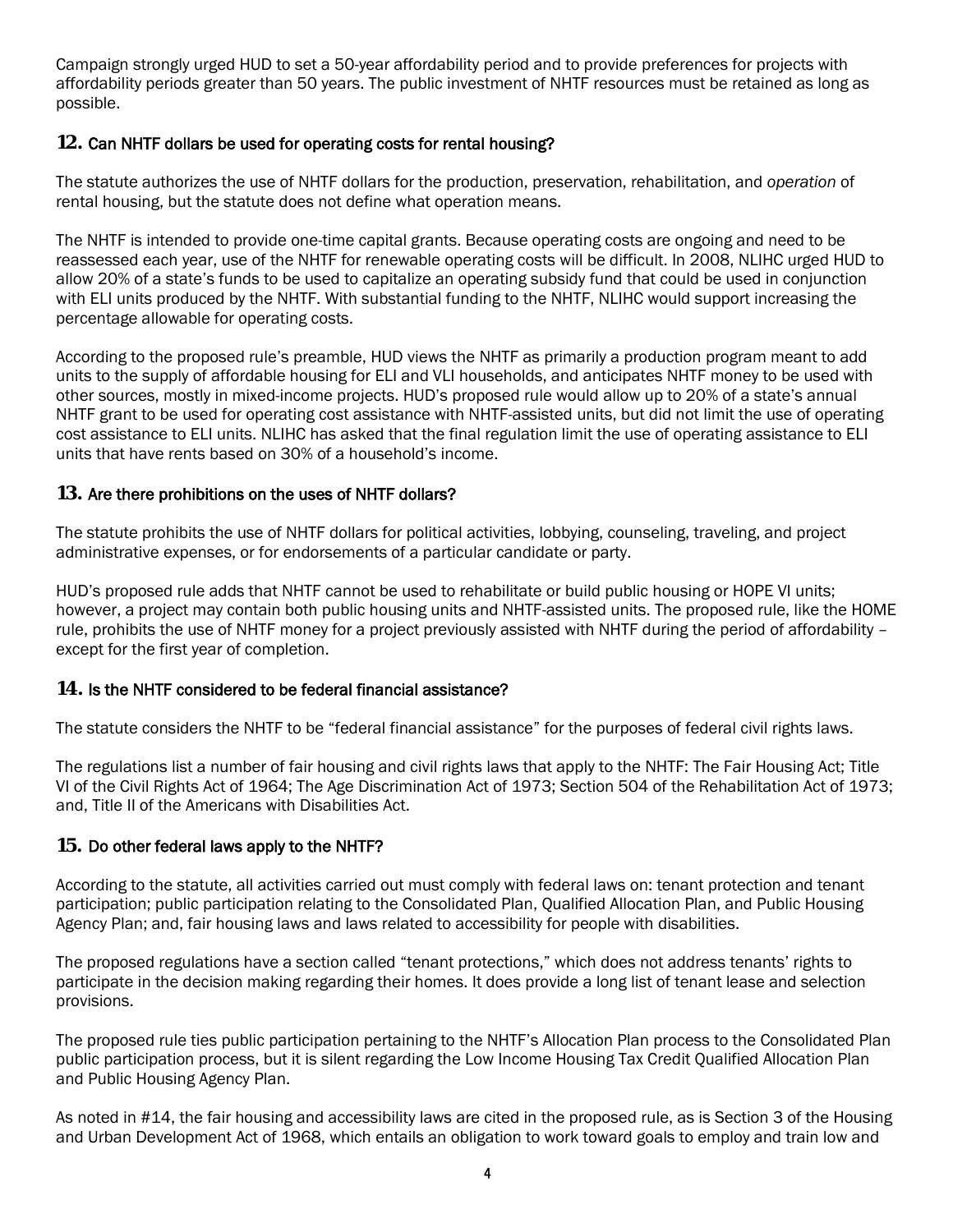Campaign strongly urged HUD to set a 50-year affordability period and to provide preferences for projects with affordability periods greater than 50 years. The public investment of NHTF resources must be retained as long as possible.

### 12. Can NHTF dollars be used for operating costs for rental housing?

The statute authorizes the use of NHTF dollars for the production, preservation, rehabilitation, and *operation* of rental housing, but the statute does not define what operation means.

The NHTF is intended to provide one-time capital grants. Because operating costs are ongoing and need to be reassessed each year, use of the NHTF for renewable operating costs will be difficult. In 2008, NLIHC urged HUD to allow 20% of a state's funds to be used to capitalize an operating subsidy fund that could be used in conjunction with ELI units produced by the NHTF. With substantial funding to the NHTF, NLIHC would support increasing the percentage allowable for operating costs.

According to the proposed rule's preamble, HUD views the NHTF as primarily a production program meant to add units to the supply of affordable housing for ELI and VLI households, and anticipates NHTF money to be used with other sources, mostly in mixed-income projects. HUD's proposed rule would allow up to 20% of a state's annual NHTF grant to be used for operating cost assistance with NHTF-assisted units, but did not limit the use of operating cost assistance to ELI units. NLIHC has asked that the final regulation limit the use of operating assistance to ELI units that have rents based on 30% of a household's income.

### 13. Are there prohibitions on the uses of NHTF dollars?

The statute prohibits the use of NHTF dollars for political activities, lobbying, counseling, traveling, and project administrative expenses, or for endorsements of a particular candidate or party.

HUD's proposed rule adds that NHTF cannot be used to rehabilitate or build public housing or HOPE VI units; however, a project may contain both public housing units and NHTF-assisted units. The proposed rule, like the HOME rule, prohibits the use of NHTF money for a project previously assisted with NHTF during the period of affordability – except for the first year of completion.

### 14. Is the NHTF considered to be federal financial assistance?

The statute considers the NHTF to be "federal financial assistance" for the purposes of federal civil rights laws.

The regulations list a number of fair housing and civil rights laws that apply to the NHTF: The Fair Housing Act; Title VI of the Civil Rights Act of 1964; The Age Discrimination Act of 1973; Section 504 of the Rehabilitation Act of 1973; and, Title II of the Americans with Disabilities Act.

### 15. Do other federal laws apply to the NHTF?

According to the statute, all activities carried out must comply with federal laws on: tenant protection and tenant participation; public participation relating to the Consolidated Plan, Qualified Allocation Plan, and Public Housing Agency Plan; and, fair housing laws and laws related to accessibility for people with disabilities.

The proposed regulations have a section called "tenant protections," which does not address tenants' rights to participate in the decision making regarding their homes. It does provide a long list of tenant lease and selection provisions.

The proposed rule ties public participation pertaining to the NHTF's Allocation Plan process to the Consolidated Plan public participation process, but it is silent regarding the Low Income Housing Tax Credit Qualified Allocation Plan and Public Housing Agency Plan.

As noted in #14, the fair housing and accessibility laws are cited in the proposed rule, as is Section 3 of the Housing and Urban Development Act of 1968, which entails an obligation to work toward goals to employ and train low and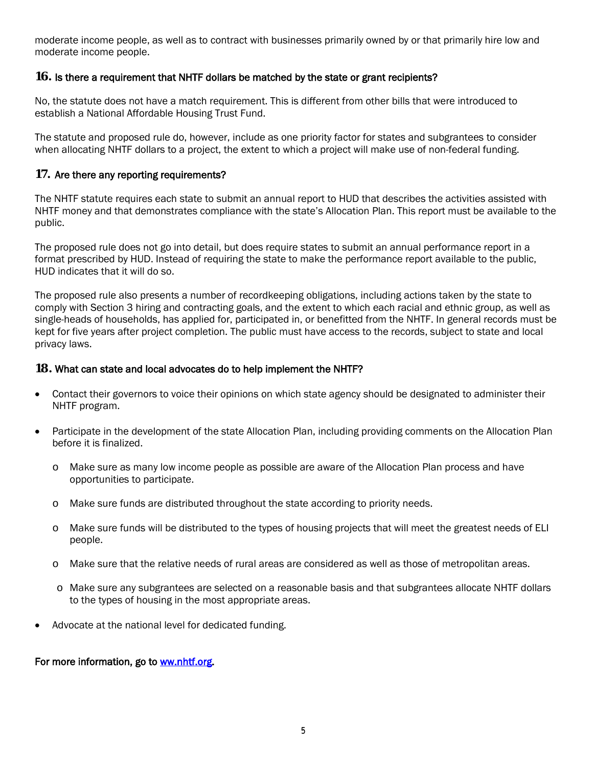moderate income people, as well as to contract with businesses primarily owned by or that primarily hire low and moderate income people.

## 16. Is there a requirement that NHTF dollars be matched by the state or grant recipients?

No, the statute does not have a match requirement. This is different from other bills that were introduced to establish a National Affordable Housing Trust Fund.

The statute and proposed rule do, however, include as one priority factor for states and subgrantees to consider when allocating NHTF dollars to a project, the extent to which a project will make use of non-federal funding.

## 17. Are there any reporting requirements?

The NHTF statute requires each state to submit an annual report to HUD that describes the activities assisted with NHTF money and that demonstrates compliance with the state's Allocation Plan. This report must be available to the public.

The proposed rule does not go into detail, but does require states to submit an annual performance report in a format prescribed by HUD. Instead of requiring the state to make the performance report available to the public, HUD indicates that it will do so.

The proposed rule also presents a number of recordkeeping obligations, including actions taken by the state to comply with Section 3 hiring and contracting goals, and the extent to which each racial and ethnic group, as well as single-heads of households, has applied for, participated in, or benefitted from the NHTF. In general records must be kept for five years after project completion. The public must have access to the records, subject to state and local privacy laws.

## 18. What can state and local advocates do to help implement the NHTF?

- Contact their governors to voice their opinions on which state agency should be designated to administer their NHTF program.
- Participate in the development of the state Allocation Plan, including providing comments on the Allocation Plan before it is finalized.
  - Make sure as many low income people as possible are aware of the Allocation Plan process and have opportunities to participate.
  - Make sure funds are distributed throughout the state according to priority needs.
  - Make sure funds will be distributed to the types of housing projects that will meet the greatest needs of ELI people.
  - Make sure that the relative needs of rural areas are considered as well as those of metropolitan areas.
  - Make sure any subgrantees are selected on a reasonable basis and that subgrantees allocate NHTF dollars to the types of housing in the most appropriate areas.
- Advocate at the national level for dedicated funding.

**For more information, go to [ww.nhtf.org](ww.nhtf.org).**